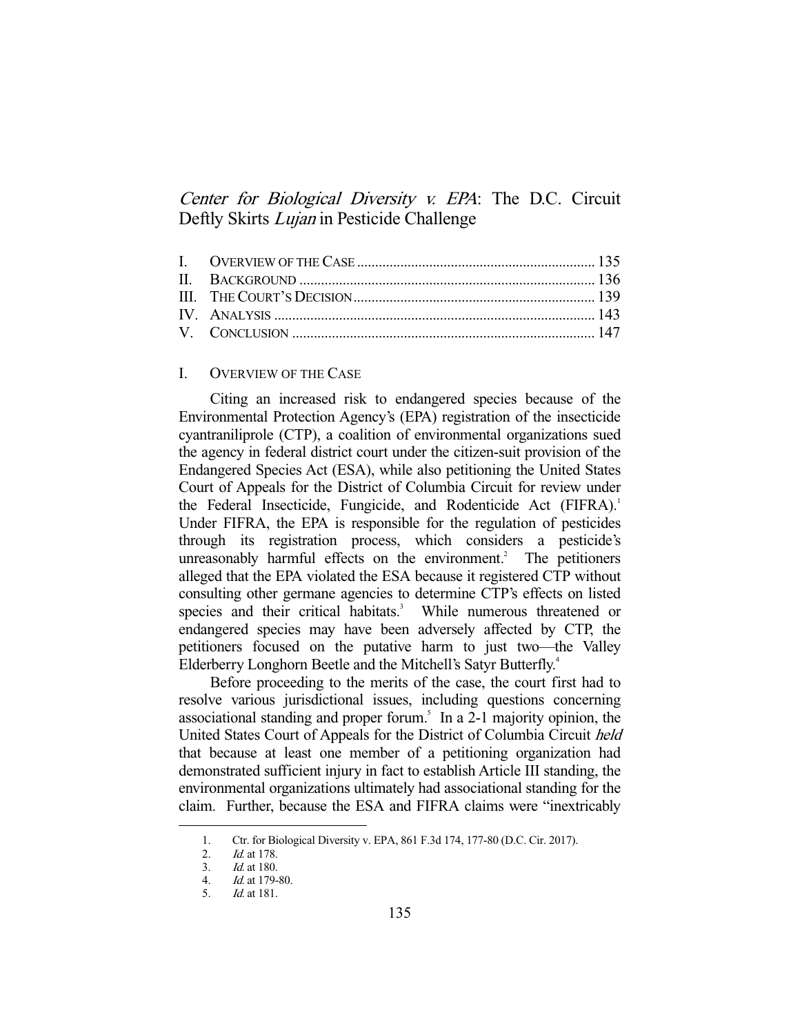# *Center for Biological Diversity v. EPA*: The D.C. Circuit Deftly Skirts *Lujan* in Pesticide Challenge

| | |
|---|---|
| I. OVERVIEW OF THE CASE | 135 |
| II. BACKGROUND | 136 |
| III. THE COURT'S DECISION | 139 |
| IV. ANALYSIS | 143 |
| V. CONCLUSION | 147 |

## I. OVERVIEW OF THE CASE

Citing an increased risk to endangered species because of the Environmental Protection Agency's (EPA) registration of the insecticide cyantraniliprole (CTP), a coalition of environmental organizations sued the agency in federal district court under the citizen-suit provision of the Endangered Species Act (ESA), while also petitioning the United States Court of Appeals for the District of Columbia Circuit for review under the Federal Insecticide, Fungicide, and Rodenticide Act (FIFRA).[1] Under FIFRA, the EPA is responsible for the regulation of pesticides through its registration process, which considers a pesticide's unreasonably harmful effects on the environment.[2] The petitioners alleged that the EPA violated the ESA because it registered CTP without consulting other germane agencies to determine CTP's effects on listed species and their critical habitats.[3] While numerous threatened or endangered species may have been adversely affected by CTP, the petitioners focused on the putative harm to just two—the Valley Elderberry Longhorn Beetle and the Mitchell's Satyr Butterfly.[4]

Before proceeding to the merits of the case, the court first had to resolve various jurisdictional issues, including questions concerning associational standing and proper forum.[5] In a 2-1 majority opinion, the United States Court of Appeals for the District of Columbia Circuit *held* that because at least one member of a petitioning organization had demonstrated sufficient injury in fact to establish Article III standing, the environmental organizations ultimately had associational standing for the claim. Further, because the ESA and FIFRA claims were "inextricably

---

1. Ctr. for Biological Diversity v. EPA, 861 F.3d 174, 177-80 (D.C. Cir. 2017).
2. *Id.* at 178.
3. *Id.* at 180.
4. *Id.* at 179-80.
5. *Id.* at 181.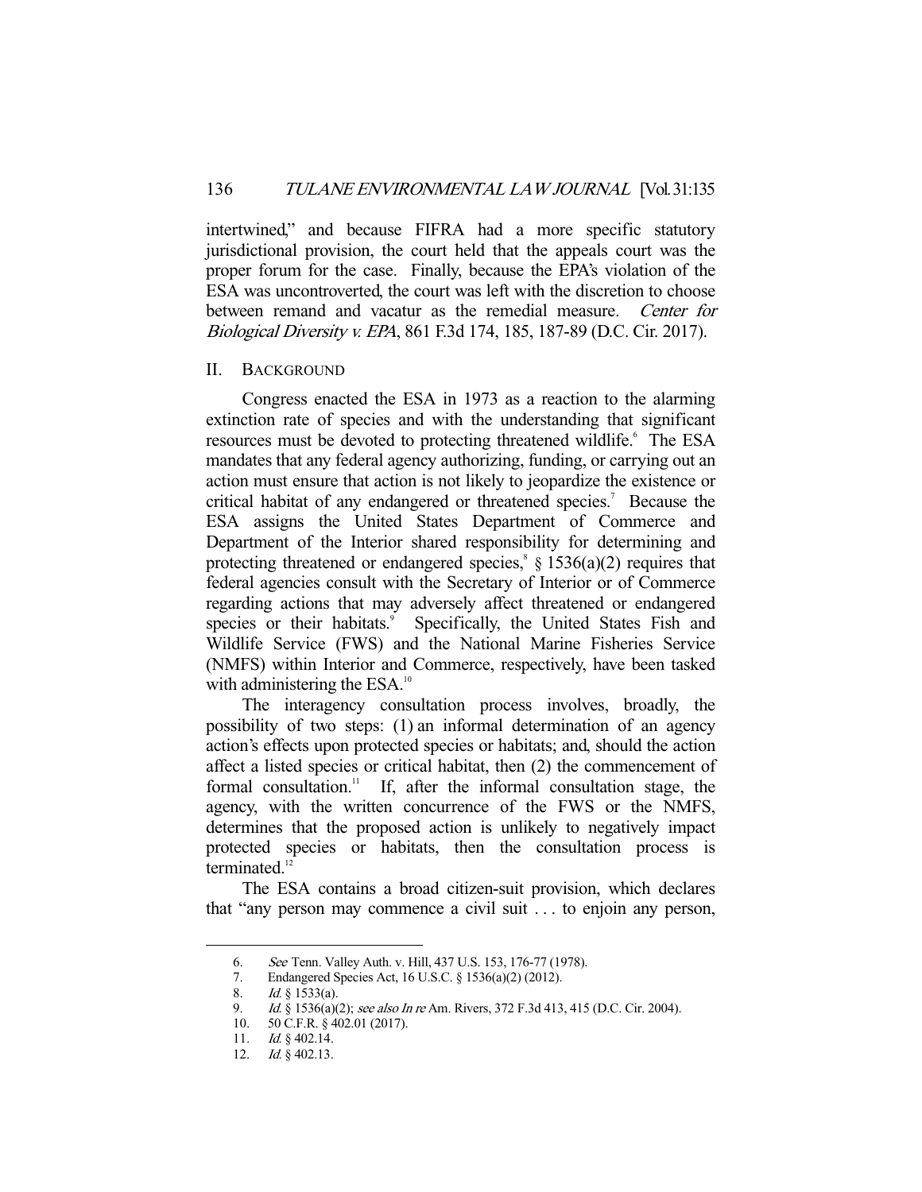intertwined," and because FIFRA had a more specific statutory jurisdictional provision, the court held that the appeals court was the proper forum for the case. Finally, because the EPA's violation of the ESA was uncontroverted, the court was left with the discretion to choose between remand and vacatur as the remedial measure. *Center for Biological Diversity v. EPA*, 861 F.3d 174, 185, 187-89 (D.C. Cir. 2017).

## II. BACKGROUND

Congress enacted the ESA in 1973 as a reaction to the alarming extinction rate of species and with the understanding that significant resources must be devoted to protecting threatened wildlife.[6] The ESA mandates that any federal agency authorizing, funding, or carrying out an action must ensure that action is not likely to jeopardize the existence or critical habitat of any endangered or threatened species.[7] Because the ESA assigns the United States Department of Commerce and Department of the Interior shared responsibility for determining and protecting threatened or endangered species,[8] § 1536(a)(2) requires that federal agencies consult with the Secretary of Interior or of Commerce regarding actions that may adversely affect threatened or endangered species or their habitats.[9] Specifically, the United States Fish and Wildlife Service (FWS) and the National Marine Fisheries Service (NMFS) within Interior and Commerce, respectively, have been tasked with administering the ESA.[10]

The interagency consultation process involves, broadly, the possibility of two steps: (1) an informal determination of an agency action's effects upon protected species or habitats; and, should the action affect a listed species or critical habitat, then (2) the commencement of formal consultation.[11] If, after the informal consultation stage, the agency, with the written concurrence of the FWS or the NMFS, determines that the proposed action is unlikely to negatively impact protected species or habitats, then the consultation process is terminated.[12]

The ESA contains a broad citizen-suit provision, which declares that "any person may commence a civil suit . . . to enjoin any person,

---

6. *See* Tenn. Valley Auth. v. Hill, 437 U.S. 153, 176-77 (1978).
7. Endangered Species Act, 16 U.S.C. § 1536(a)(2) (2012).
8. *Id.* § 1533(a).
9. *Id.* § 1536(a)(2); *see also In re* Am. Rivers, 372 F.3d 413, 415 (D.C. Cir. 2004).
10. 50 C.F.R. § 402.01 (2017).
11. *Id.* § 402.14.
12. *Id.* § 402.13.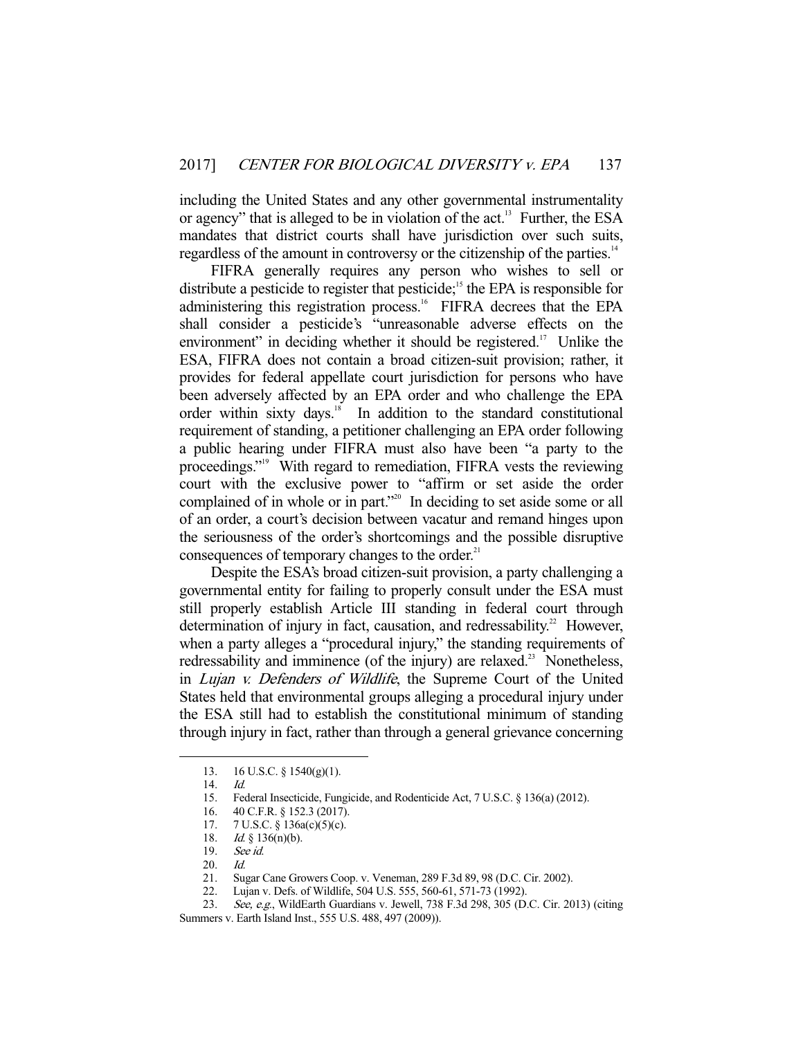including the United States and any other governmental instrumentality or agency" that is alleged to be in violation of the act.[13] Further, the ESA mandates that district courts shall have jurisdiction over such suits, regardless of the amount in controversy or the citizenship of the parties.[14]

FIFRA generally requires any person who wishes to sell or distribute a pesticide to register that pesticide;[15] the EPA is responsible for administering this registration process.[16] FIFRA decrees that the EPA shall consider a pesticide's "unreasonable adverse effects on the environment" in deciding whether it should be registered.[17] Unlike the ESA, FIFRA does not contain a broad citizen-suit provision; rather, it provides for federal appellate court jurisdiction for persons who have been adversely affected by an EPA order and who challenge the EPA order within sixty days.[18] In addition to the standard constitutional requirement of standing, a petitioner challenging an EPA order following a public hearing under FIFRA must also have been "a party to the proceedings."[19] With regard to remediation, FIFRA vests the reviewing court with the exclusive power to "affirm or set aside the order complained of in whole or in part."[20] In deciding to set aside some or all of an order, a court's decision between vacatur and remand hinges upon the seriousness of the order's shortcomings and the possible disruptive consequences of temporary changes to the order.[21]

Despite the ESA's broad citizen-suit provision, a party challenging a governmental entity for failing to properly consult under the ESA must still properly establish Article III standing in federal court through determination of injury in fact, causation, and redressability.[22] However, when a party alleges a "procedural injury," the standing requirements of redressability and imminence (of the injury) are relaxed.[23] Nonetheless, in *Lujan v. Defenders of Wildlife*, the Supreme Court of the United States held that environmental groups alleging a procedural injury under the ESA still had to establish the constitutional minimum of standing through injury in fact, rather than through a general grievance concerning

---

13. 16 U.S.C. § 1540(g)(1).
14. *Id.*
15. Federal Insecticide, Fungicide, and Rodenticide Act, 7 U.S.C. § 136(a) (2012).
16. 40 C.F.R. § 152.3 (2017).
17. 7 U.S.C. § 136a(c)(5)(c).
18. *Id.* § 136(n)(b).
19. *See id.*
20. *Id.*
21. Sugar Cane Growers Coop. v. Veneman, 289 F.3d 89, 98 (D.C. Cir. 2002).
22. Lujan v. Defs. of Wildlife, 504 U.S. 555, 560-61, 571-73 (1992).
23. *See, e.g.*, WildEarth Guardians v. Jewell, 738 F.3d 298, 305 (D.C. Cir. 2013) (citing Summers v. Earth Island Inst., 555 U.S. 488, 497 (2009)).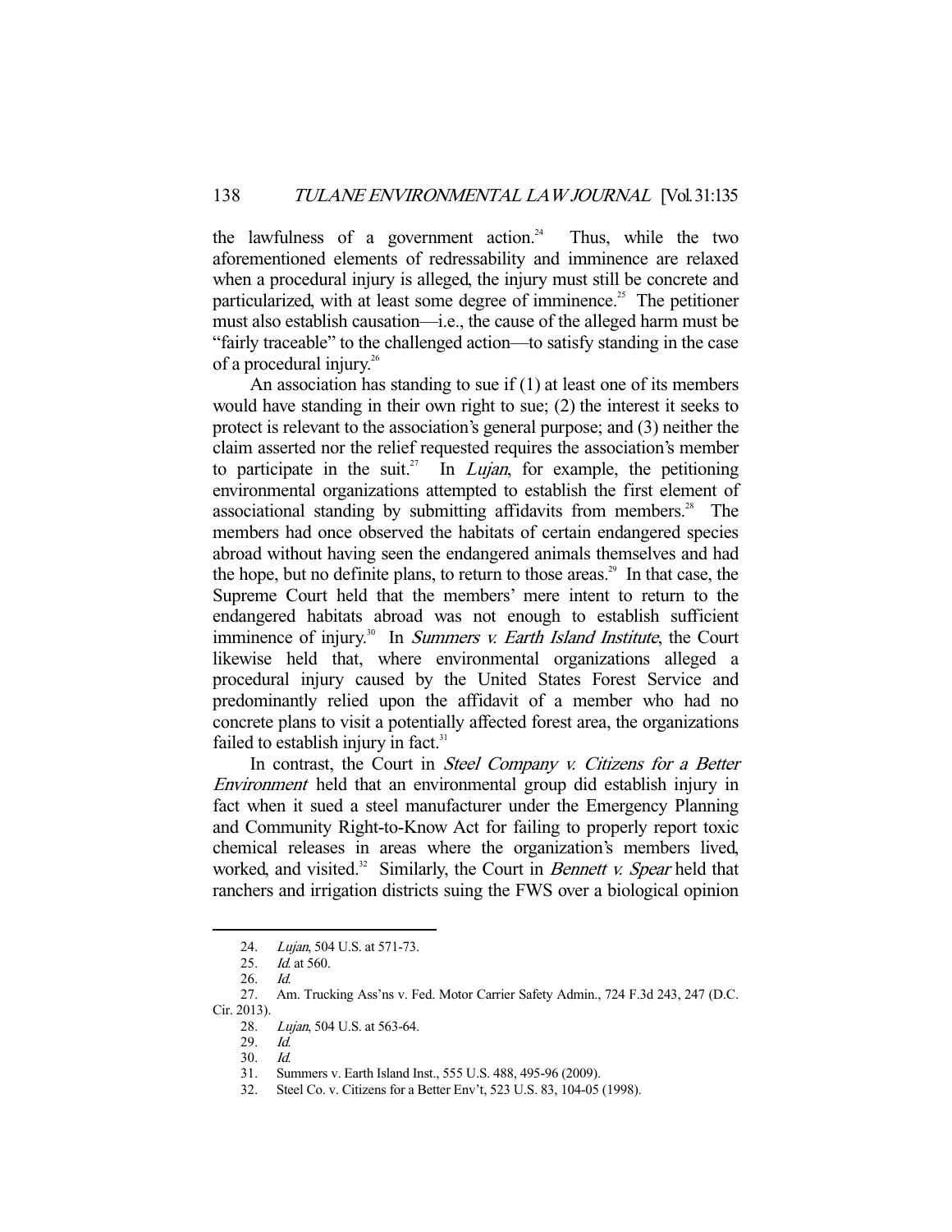the lawfulness of a government action.[24] Thus, while the two aforementioned elements of redressability and imminence are relaxed when a procedural injury is alleged, the injury must still be concrete and particularized, with at least some degree of imminence.[25] The petitioner must also establish causation—i.e., the cause of the alleged harm must be "fairly traceable" to the challenged action—to satisfy standing in the case of a procedural injury.[26]

An association has standing to sue if (1) at least one of its members would have standing in their own right to sue; (2) the interest it seeks to protect is relevant to the association's general purpose; and (3) neither the claim asserted nor the relief requested requires the association's member to participate in the suit.[27] In *Lujan*, for example, the petitioning environmental organizations attempted to establish the first element of associational standing by submitting affidavits from members.[28] The members had once observed the habitats of certain endangered species abroad without having seen the endangered animals themselves and had the hope, but no definite plans, to return to those areas.[29] In that case, the Supreme Court held that the members' mere intent to return to the endangered habitats abroad was not enough to establish sufficient imminence of injury.[30] In *Summers v. Earth Island Institute*, the Court likewise held that, where environmental organizations alleged a procedural injury caused by the United States Forest Service and predominantly relied upon the affidavit of a member who had no concrete plans to visit a potentially affected forest area, the organizations failed to establish injury in fact.[31]

In contrast, the Court in *Steel Company v. Citizens for a Better Environment* held that an environmental group did establish injury in fact when it sued a steel manufacturer under the Emergency Planning and Community Right-to-Know Act for failing to properly report toxic chemical releases in areas where the organization's members lived, worked, and visited.[32] Similarly, the Court in *Bennett v. Spear* held that ranchers and irrigation districts suing the FWS over a biological opinion

---

24. *Lujan*, 504 U.S. at 571-73.
25. *Id.* at 560.
26. *Id.*
27. Am. Trucking Ass'ns v. Fed. Motor Carrier Safety Admin., 724 F.3d 243, 247 (D.C. Cir. 2013).
28. *Lujan*, 504 U.S. at 563-64.
29. *Id.*
30. *Id.*
31. Summers v. Earth Island Inst., 555 U.S. 488, 495-96 (2009).
32. Steel Co. v. Citizens for a Better Env't, 523 U.S. 83, 104-05 (1998).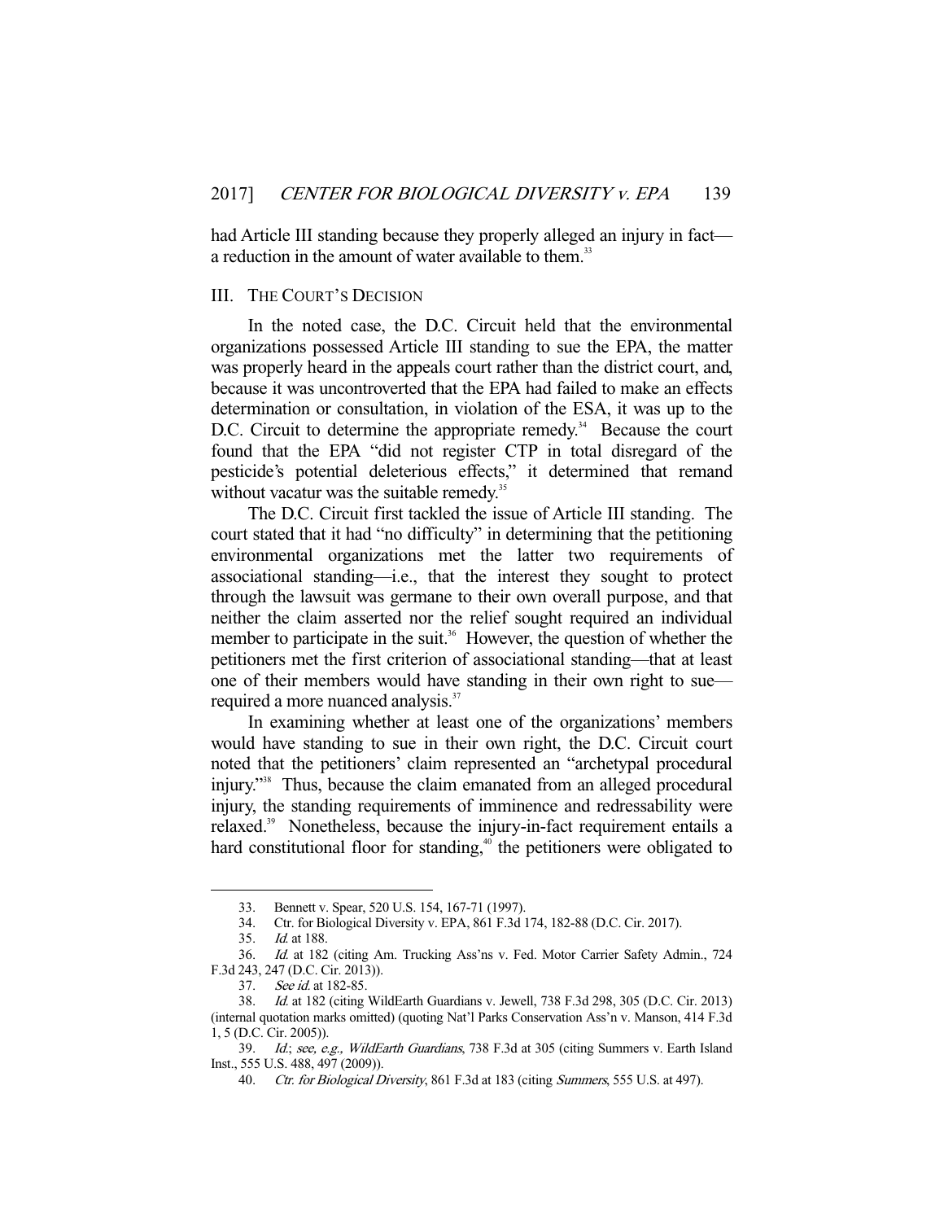had Article III standing because they properly alleged an injury in fact—a reduction in the amount of water available to them.[33]

## III. THE COURT'S DECISION

In the noted case, the D.C. Circuit held that the environmental organizations possessed Article III standing to sue the EPA, the matter was properly heard in the appeals court rather than the district court, and, because it was uncontroverted that the EPA had failed to make an effects determination or consultation, in violation of the ESA, it was up to the D.C. Circuit to determine the appropriate remedy.[34] Because the court found that the EPA "did not register CTP in total disregard of the pesticide's potential deleterious effects," it determined that remand without vacatur was the suitable remedy.[35]

The D.C. Circuit first tackled the issue of Article III standing. The court stated that it had "no difficulty" in determining that the petitioning environmental organizations met the latter two requirements of associational standing—i.e., that the interest they sought to protect through the lawsuit was germane to their own overall purpose, and that neither the claim asserted nor the relief sought required an individual member to participate in the suit.[36] However, the question of whether the petitioners met the first criterion of associational standing—that at least one of their members would have standing in their own right to sue—required a more nuanced analysis.[37]

In examining whether at least one of the organizations' members would have standing to sue in their own right, the D.C. Circuit court noted that the petitioners' claim represented an "archetypal procedural injury."[38] Thus, because the claim emanated from an alleged procedural injury, the standing requirements of imminence and redressability were relaxed.[39] Nonetheless, because the injury-in-fact requirement entails a hard constitutional floor for standing,[40] the petitioners were obligated to

---

33. Bennett v. Spear, 520 U.S. 154, 167-71 (1997).

34. Ctr. for Biological Diversity v. EPA, 861 F.3d 174, 182-88 (D.C. Cir. 2017).

35. *Id.* at 188.

36. *Id.* at 182 (citing Am. Trucking Ass'ns v. Fed. Motor Carrier Safety Admin., 724 F.3d 243, 247 (D.C. Cir. 2013)).

37. *See id.* at 182-85.

38. *Id.* at 182 (citing WildEarth Guardians v. Jewell, 738 F.3d 298, 305 (D.C. Cir. 2013) (internal quotation marks omitted) (quoting Nat'l Parks Conservation Ass'n v. Manson, 414 F.3d 1, 5 (D.C. Cir. 2005)).

39. *Id.*; *see, e.g., WildEarth Guardians*, 738 F.3d at 305 (citing Summers v. Earth Island Inst., 555 U.S. 488, 497 (2009)).

40. *Ctr. for Biological Diversity*, 861 F.3d at 183 (citing *Summers*, 555 U.S. at 497).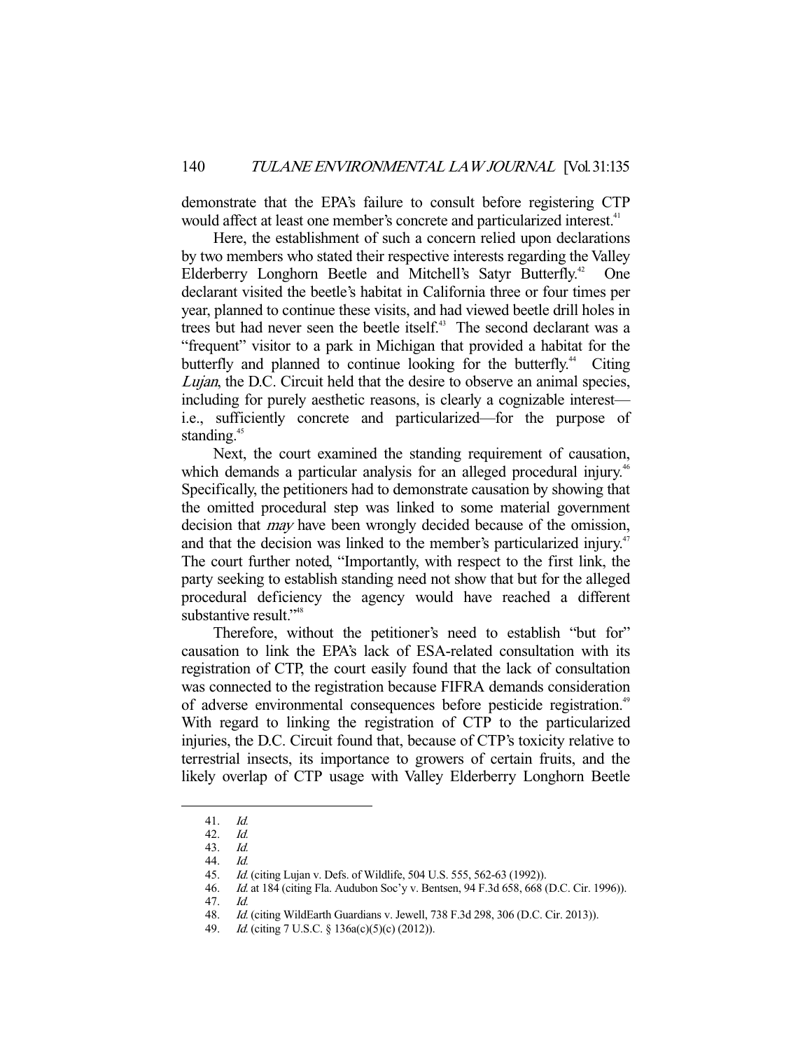demonstrate that the EPA's failure to consult before registering CTP would affect at least one member's concrete and particularized interest.[41]

Here, the establishment of such a concern relied upon declarations by two members who stated their respective interests regarding the Valley Elderberry Longhorn Beetle and Mitchell's Satyr Butterfly.[42] One declarant visited the beetle's habitat in California three or four times per year, planned to continue these visits, and had viewed beetle drill holes in trees but had never seen the beetle itself.[43] The second declarant was a "frequent" visitor to a park in Michigan that provided a habitat for the butterfly and planned to continue looking for the butterfly.[44] Citing *Lujan*, the D.C. Circuit held that the desire to observe an animal species, including for purely aesthetic reasons, is clearly a cognizable interest—i.e., sufficiently concrete and particularized—for the purpose of standing.[45]

Next, the court examined the standing requirement of causation, which demands a particular analysis for an alleged procedural injury.[46] Specifically, the petitioners had to demonstrate causation by showing that the omitted procedural step was linked to some material government decision that *may* have been wrongly decided because of the omission, and that the decision was linked to the member's particularized injury.[47] The court further noted, "Importantly, with respect to the first link, the party seeking to establish standing need not show that but for the alleged procedural deficiency the agency would have reached a different substantive result."[48]

Therefore, without the petitioner's need to establish "but for" causation to link the EPA's lack of ESA-related consultation with its registration of CTP, the court easily found that the lack of consultation was connected to the registration because FIFRA demands consideration of adverse environmental consequences before pesticide registration.[49] With regard to linking the registration of CTP to the particularized injuries, the D.C. Circuit found that, because of CTP's toxicity relative to terrestrial insects, its importance to growers of certain fruits, and the likely overlap of CTP usage with Valley Elderberry Longhorn Beetle

---

41. *Id.*
42. *Id.*
43. *Id.*
44. *Id.*
45. *Id.* (citing Lujan v. Defs. of Wildlife, 504 U.S. 555, 562-63 (1992)).
46. *Id.* at 184 (citing Fla. Audubon Soc'y v. Bentsen, 94 F.3d 658, 668 (D.C. Cir. 1996)).
47. *Id.*
48. *Id.* (citing WildEarth Guardians v. Jewell, 738 F.3d 298, 306 (D.C. Cir. 2013)).
49. *Id.* (citing 7 U.S.C. § 136a(c)(5)(c) (2012)).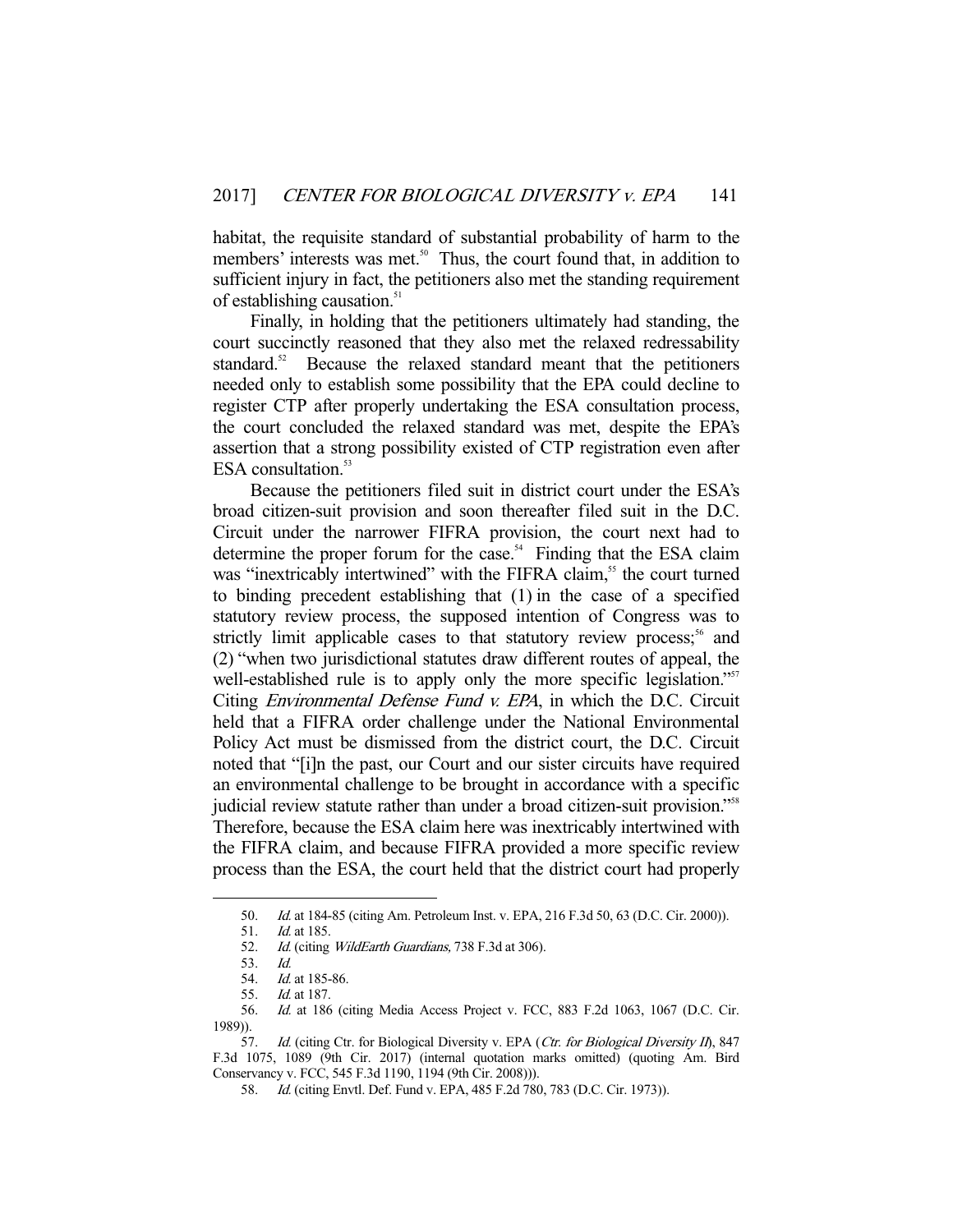habitat, the requisite standard of substantial probability of harm to the members' interests was met.[50] Thus, the court found that, in addition to sufficient injury in fact, the petitioners also met the standing requirement of establishing causation.[51]

Finally, in holding that the petitioners ultimately had standing, the court succinctly reasoned that they also met the relaxed redressability standard.[52] Because the relaxed standard meant that the petitioners needed only to establish some possibility that the EPA could decline to register CTP after properly undertaking the ESA consultation process, the court concluded the relaxed standard was met, despite the EPA's assertion that a strong possibility existed of CTP registration even after ESA consultation.[53]

Because the petitioners filed suit in district court under the ESA's broad citizen-suit provision and soon thereafter filed suit in the D.C. Circuit under the narrower FIFRA provision, the court next had to determine the proper forum for the case.[54] Finding that the ESA claim was "inextricably intertwined" with the FIFRA claim,[55] the court turned to binding precedent establishing that (1) in the case of a specified statutory review process, the supposed intention of Congress was to strictly limit applicable cases to that statutory review process;[56] and (2) "when two jurisdictional statutes draw different routes of appeal, the well-established rule is to apply only the more specific legislation."[57] Citing *Environmental Defense Fund v. EPA*, in which the D.C. Circuit held that a FIFRA order challenge under the National Environmental Policy Act must be dismissed from the district court, the D.C. Circuit noted that "[i]n the past, our Court and our sister circuits have required an environmental challenge to be brought in accordance with a specific judicial review statute rather than under a broad citizen-suit provision."[58] Therefore, because the ESA claim here was inextricably intertwined with the FIFRA claim, and because FIFRA provided a more specific review process than the ESA, the court held that the district court had properly

---

50. *Id.* at 184-85 (citing Am. Petroleum Inst. v. EPA, 216 F.3d 50, 63 (D.C. Cir. 2000)).

51. *Id.* at 185.

52. *Id.* (citing *WildEarth Guardians*, 738 F.3d at 306).

53. *Id.*

54. *Id.* at 185-86.

55. *Id.* at 187.

56. *Id.* at 186 (citing Media Access Project v. FCC, 883 F.2d 1063, 1067 (D.C. Cir. 1989)).

57. *Id.* (citing Ctr. for Biological Diversity v. EPA (*Ctr. for Biological Diversity II*), 847 F.3d 1075, 1089 (9th Cir. 2017) (internal quotation marks omitted) (quoting Am. Bird Conservancy v. FCC, 545 F.3d 1190, 1194 (9th Cir. 2008))).

58. *Id.* (citing Envtl. Def. Fund v. EPA, 485 F.2d 780, 783 (D.C. Cir. 1973)).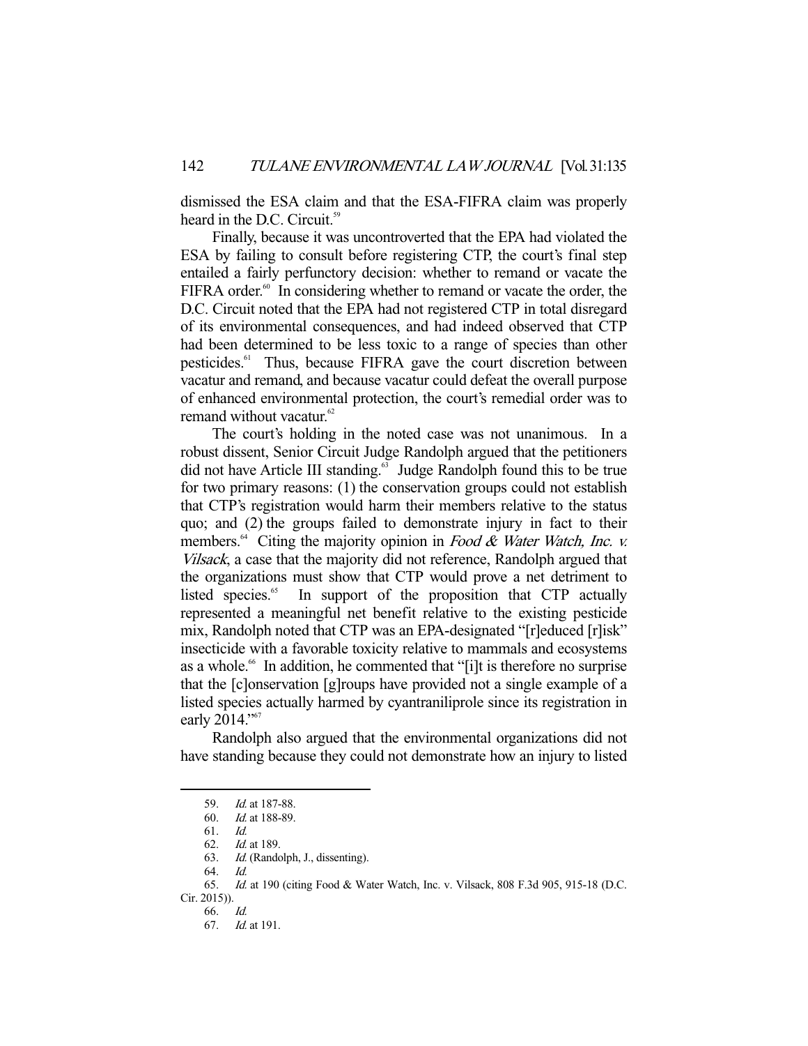dismissed the ESA claim and that the ESA-FIFRA claim was properly heard in the D.C. Circuit.[59]

Finally, because it was uncontroverted that the EPA had violated the ESA by failing to consult before registering CTP, the court's final step entailed a fairly perfunctory decision: whether to remand or vacate the FIFRA order.[60] In considering whether to remand or vacate the order, the D.C. Circuit noted that the EPA had not registered CTP in total disregard of its environmental consequences, and had indeed observed that CTP had been determined to be less toxic to a range of species than other pesticides.[61] Thus, because FIFRA gave the court discretion between vacatur and remand, and because vacatur could defeat the overall purpose of enhanced environmental protection, the court's remedial order was to remand without vacatur.[62]

The court's holding in the noted case was not unanimous. In a robust dissent, Senior Circuit Judge Randolph argued that the petitioners did not have Article III standing.[63] Judge Randolph found this to be true for two primary reasons: (1) the conservation groups could not establish that CTP's registration would harm their members relative to the status quo; and (2) the groups failed to demonstrate injury in fact to their members.[64] Citing the majority opinion in *Food & Water Watch, Inc. v. Vilsack*, a case that the majority did not reference, Randolph argued that the organizations must show that CTP would prove a net detriment to listed species.[65] In support of the proposition that CTP actually represented a meaningful net benefit relative to the existing pesticide mix, Randolph noted that CTP was an EPA-designated "[r]educed [r]isk" insecticide with a favorable toxicity relative to mammals and ecosystems as a whole.[66] In addition, he commented that "[i]t is therefore no surprise that the [c]onservation [g]roups have provided not a single example of a listed species actually harmed by cyantraniliprole since its registration in early 2014."[67]

Randolph also argued that the environmental organizations did not have standing because they could not demonstrate how an injury to listed

---

59. *Id.* at 187-88.
60. *Id.* at 188-89.
61. *Id.*
62. *Id.* at 189.
63. *Id.* (Randolph, J., dissenting).
64. *Id.*
65. *Id.* at 190 (citing Food & Water Watch, Inc. v. Vilsack, 808 F.3d 905, 915-18 (D.C. Cir. 2015)).
66. *Id.*
67. *Id.* at 191.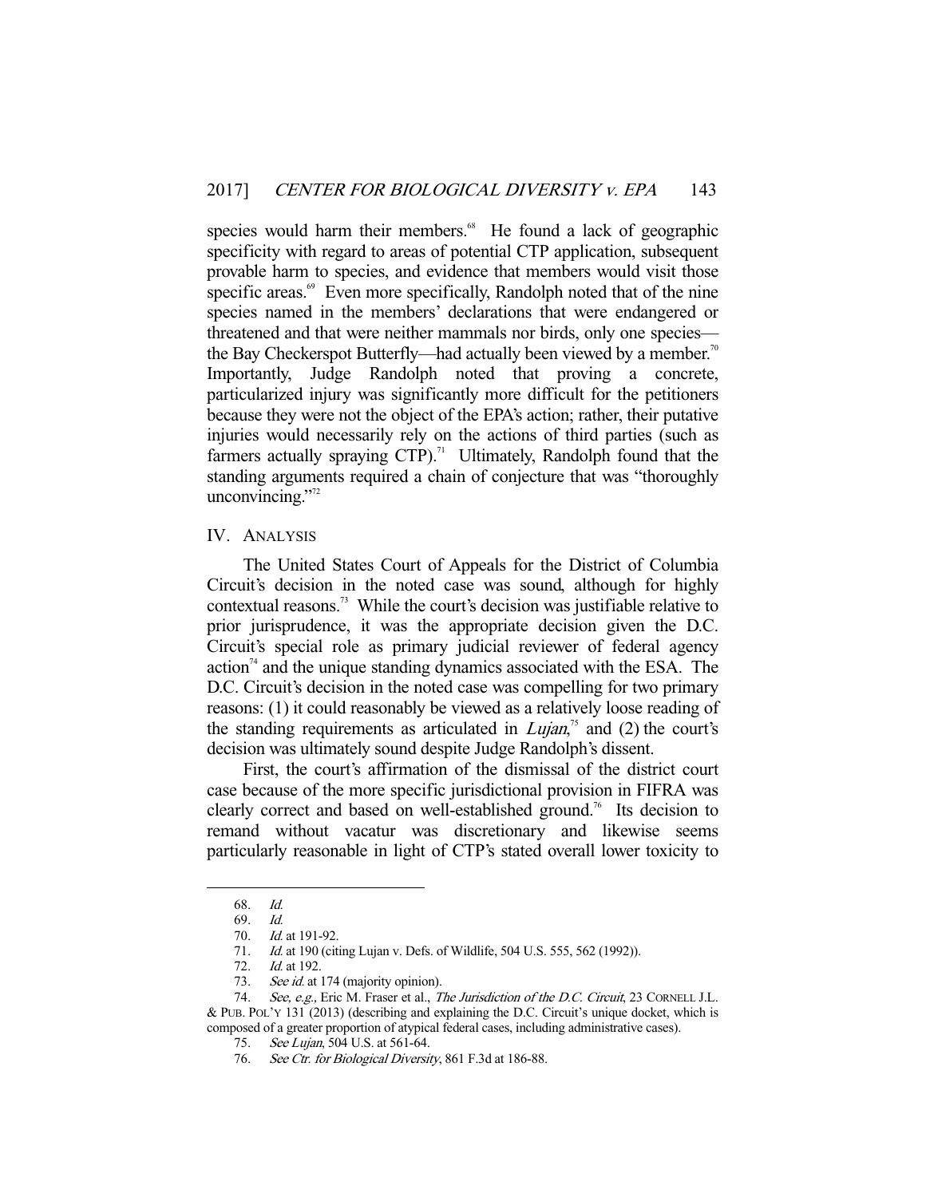species would harm their members.[68] He found a lack of geographic specificity with regard to areas of potential CTP application, subsequent provable harm to species, and evidence that members would visit those specific areas.[69] Even more specifically, Randolph noted that of the nine species named in the members' declarations that were endangered or threatened and that were neither mammals nor birds, only one species—the Bay Checkerspot Butterfly—had actually been viewed by a member.[70] Importantly, Judge Randolph noted that proving a concrete, particularized injury was significantly more difficult for the petitioners because they were not the object of the EPA's action; rather, their putative injuries would necessarily rely on the actions of third parties (such as farmers actually spraying CTP).[71] Ultimately, Randolph found that the standing arguments required a chain of conjecture that was "thoroughly unconvincing."[72]

## IV. ANALYSIS

The United States Court of Appeals for the District of Columbia Circuit's decision in the noted case was sound, although for highly contextual reasons.[73] While the court's decision was justifiable relative to prior jurisprudence, it was the appropriate decision given the D.C. Circuit's special role as primary judicial reviewer of federal agency action[74] and the unique standing dynamics associated with the ESA. The D.C. Circuit's decision in the noted case was compelling for two primary reasons: (1) it could reasonably be viewed as a relatively loose reading of the standing requirements as articulated in *Lujan*,[75] and (2) the court's decision was ultimately sound despite Judge Randolph's dissent.

First, the court's affirmation of the dismissal of the district court case because of the more specific jurisdictional provision in FIFRA was clearly correct and based on well-established ground.[76] Its decision to remand without vacatur was discretionary and likewise seems particularly reasonable in light of CTP's stated overall lower toxicity to

---

68. *Id.*

69. *Id.*

70. *Id.* at 191-92.

71. *Id.* at 190 (citing Lujan v. Defs. of Wildlife, 504 U.S. 555, 562 (1992)).

72. *Id.* at 192.

73. *See id.* at 174 (majority opinion).

74. *See, e.g.,* Eric M. Fraser et al., *The Jurisdiction of the D.C. Circuit*, 23 CORNELL J.L. & PUB. POL'Y 131 (2013) (describing and explaining the D.C. Circuit's unique docket, which is composed of a greater proportion of atypical federal cases, including administrative cases).

75. *See Lujan*, 504 U.S. at 561-64.

76. *See Ctr. for Biological Diversity*, 861 F.3d at 186-88.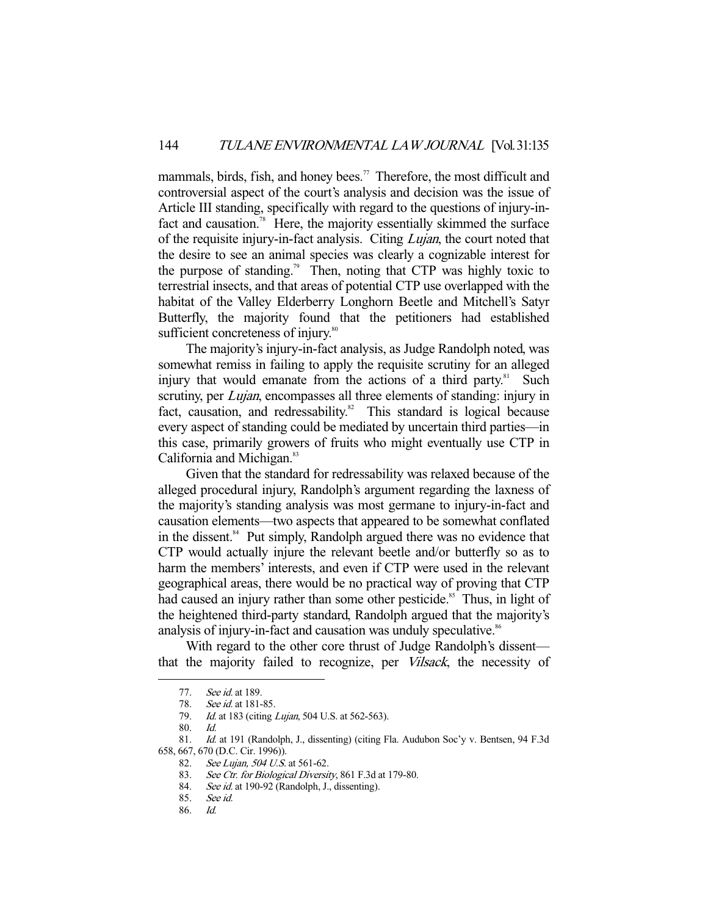mammals, birds, fish, and honey bees.[77] Therefore, the most difficult and controversial aspect of the court's analysis and decision was the issue of Article III standing, specifically with regard to the questions of injury-in-fact and causation.[78] Here, the majority essentially skimmed the surface of the requisite injury-in-fact analysis. Citing *Lujan*, the court noted that the desire to see an animal species was clearly a cognizable interest for the purpose of standing.[79] Then, noting that CTP was highly toxic to terrestrial insects, and that areas of potential CTP use overlapped with the habitat of the Valley Elderberry Longhorn Beetle and Mitchell's Satyr Butterfly, the majority found that the petitioners had established sufficient concreteness of injury.[80]

The majority's injury-in-fact analysis, as Judge Randolph noted, was somewhat remiss in failing to apply the requisite scrutiny for an alleged injury that would emanate from the actions of a third party.[81] Such scrutiny, per *Lujan*, encompasses all three elements of standing: injury in fact, causation, and redressability.[82] This standard is logical because every aspect of standing could be mediated by uncertain third parties—in this case, primarily growers of fruits who might eventually use CTP in California and Michigan.[83]

Given that the standard for redressability was relaxed because of the alleged procedural injury, Randolph's argument regarding the laxness of the majority's standing analysis was most germane to injury-in-fact and causation elements—two aspects that appeared to be somewhat conflated in the dissent.[84] Put simply, Randolph argued there was no evidence that CTP would actually injure the relevant beetle and/or butterfly so as to harm the members' interests, and even if CTP were used in the relevant geographical areas, there would be no practical way of proving that CTP had caused an injury rather than some other pesticide.[85] Thus, in light of the heightened third-party standard, Randolph argued that the majority's analysis of injury-in-fact and causation was unduly speculative.[86]

With regard to the other core thrust of Judge Randolph's dissent—that the majority failed to recognize, per *Vilsack*, the necessity of

---

77. *See id.* at 189.
78. *See id.* at 181-85.
79. *Id.* at 183 (citing *Lujan*, 504 U.S. at 562-563).
80. *Id.*
81. *Id.* at 191 (Randolph, J., dissenting) (citing Fla. Audubon Soc'y v. Bentsen, 94 F.3d 658, 667, 670 (D.C. Cir. 1996)).
82. *See Lujan, 504 U.S.* at 561-62.
83. *See Ctr. for Biological Diversity*, 861 F.3d at 179-80.
84. *See id.* at 190-92 (Randolph, J., dissenting).
85. *See id.*
86. *Id.*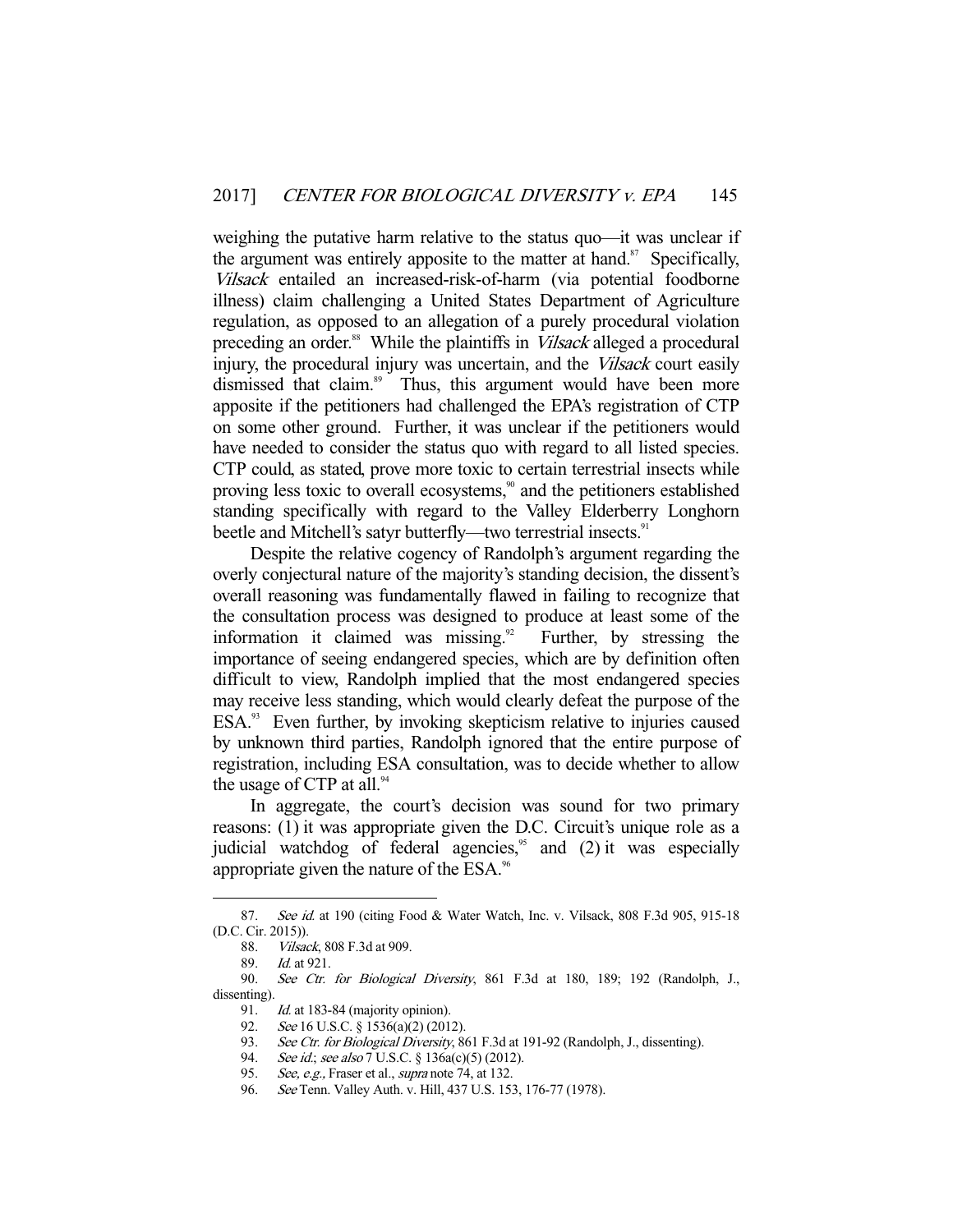weighing the putative harm relative to the status quo—it was unclear if the argument was entirely apposite to the matter at hand.[87] Specifically, *Vilsack* entailed an increased-risk-of-harm (via potential foodborne illness) claim challenging a United States Department of Agriculture regulation, as opposed to an allegation of a purely procedural violation preceding an order.[88] While the plaintiffs in *Vilsack* alleged a procedural injury, the procedural injury was uncertain, and the *Vilsack* court easily dismissed that claim.[89] Thus, this argument would have been more apposite if the petitioners had challenged the EPA's registration of CTP on some other ground. Further, it was unclear if the petitioners would have needed to consider the status quo with regard to all listed species. CTP could, as stated, prove more toxic to certain terrestrial insects while proving less toxic to overall ecosystems,[90] and the petitioners established standing specifically with regard to the Valley Elderberry Longhorn beetle and Mitchell's satyr butterfly—two terrestrial insects.[91]

Despite the relative cogency of Randolph's argument regarding the overly conjectural nature of the majority's standing decision, the dissent's overall reasoning was fundamentally flawed in failing to recognize that the consultation process was designed to produce at least some of the information it claimed was missing.[92] Further, by stressing the importance of seeing endangered species, which are by definition often difficult to view, Randolph implied that the most endangered species may receive less standing, which would clearly defeat the purpose of the ESA.[93] Even further, by invoking skepticism relative to injuries caused by unknown third parties, Randolph ignored that the entire purpose of registration, including ESA consultation, was to decide whether to allow the usage of CTP at all.[94]

In aggregate, the court's decision was sound for two primary reasons: (1) it was appropriate given the D.C. Circuit's unique role as a judicial watchdog of federal agencies,[95] and (2) it was especially appropriate given the nature of the ESA.[96]

---

87. *See id.* at 190 (citing Food & Water Watch, Inc. v. Vilsack, 808 F.3d 905, 915-18 (D.C. Cir. 2015)).
88. *Vilsack*, 808 F.3d at 909.
89. *Id.* at 921.
90. *See Ctr. for Biological Diversity*, 861 F.3d at 180, 189; 192 (Randolph, J., dissenting).
91. *Id.* at 183-84 (majority opinion).
92. *See* 16 U.S.C. § 1536(a)(2) (2012).
93. *See Ctr. for Biological Diversity*, 861 F.3d at 191-92 (Randolph, J., dissenting).
94. *See id.*; *see also* 7 U.S.C. § 136a(c)(5) (2012).
95. *See, e.g.*, Fraser et al., *supra* note 74, at 132.
96. *See* Tenn. Valley Auth. v. Hill, 437 U.S. 153, 176-77 (1978).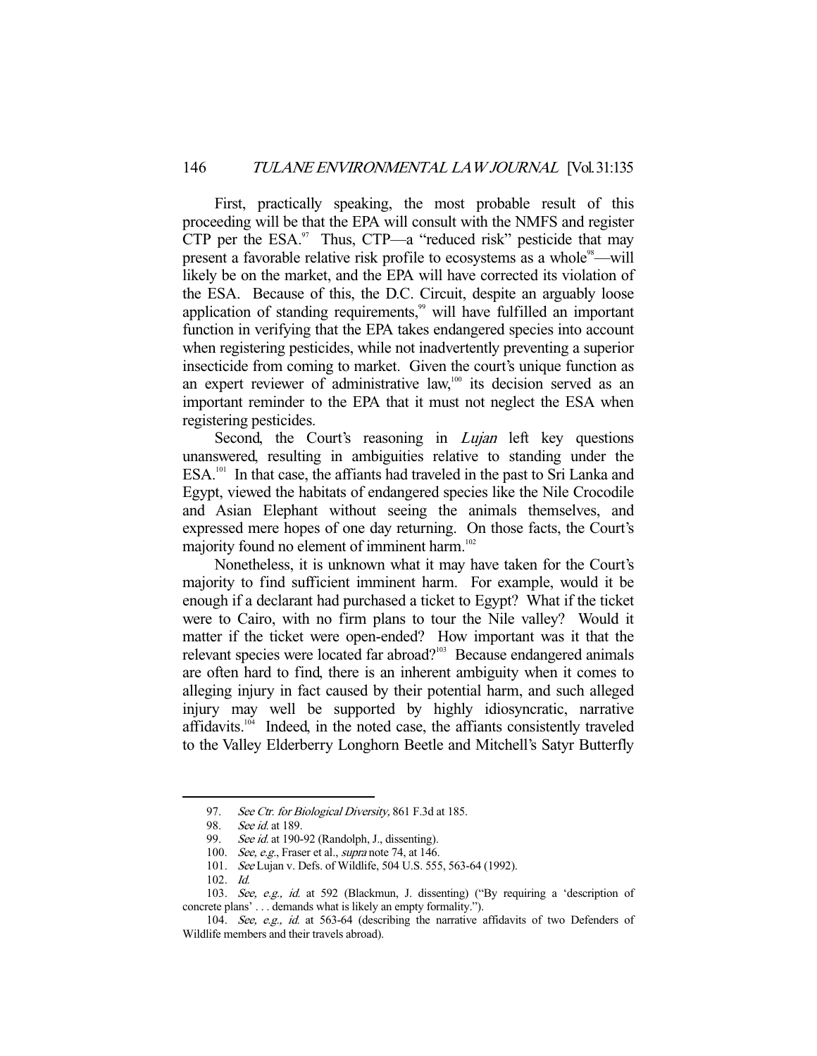First, practically speaking, the most probable result of this proceeding will be that the EPA will consult with the NMFS and register CTP per the ESA.[97] Thus, CTP—a "reduced risk" pesticide that may present a favorable relative risk profile to ecosystems as a whole[98]—will likely be on the market, and the EPA will have corrected its violation of the ESA. Because of this, the D.C. Circuit, despite an arguably loose application of standing requirements,[99] will have fulfilled an important function in verifying that the EPA takes endangered species into account when registering pesticides, while not inadvertently preventing a superior insecticide from coming to market. Given the court's unique function as an expert reviewer of administrative law,[100] its decision served as an important reminder to the EPA that it must not neglect the ESA when registering pesticides.

Second, the Court's reasoning in *Lujan* left key questions unanswered, resulting in ambiguities relative to standing under the ESA.[101] In that case, the affiants had traveled in the past to Sri Lanka and Egypt, viewed the habitats of endangered species like the Nile Crocodile and Asian Elephant without seeing the animals themselves, and expressed mere hopes of one day returning. On those facts, the Court's majority found no element of imminent harm.[102]

Nonetheless, it is unknown what it may have taken for the Court's majority to find sufficient imminent harm. For example, would it be enough if a declarant had purchased a ticket to Egypt? What if the ticket were to Cairo, with no firm plans to tour the Nile valley? Would it matter if the ticket were open-ended? How important was it that the relevant species were located far abroad?[103] Because endangered animals are often hard to find, there is an inherent ambiguity when it comes to alleging injury in fact caused by their potential harm, and such alleged injury may well be supported by highly idiosyncratic, narrative affidavits.[104] Indeed, in the noted case, the affiants consistently traveled to the Valley Elderberry Longhorn Beetle and Mitchell's Satyr Butterfly

---

97. *See Ctr. for Biological Diversity*, 861 F.3d at 185.

98. *See id.* at 189.

99. *See id.* at 190-92 (Randolph, J., dissenting).

100. *See, e.g.*, Fraser et al., *supra* note 74, at 146.

101. *See* Lujan v. Defs. of Wildlife, 504 U.S. 555, 563-64 (1992).

102. *Id.*

103. *See, e.g., id.* at 592 (Blackmun, J. dissenting) ("By requiring a 'description of concrete plans' . . . demands what is likely an empty formality.").

104. *See, e.g., id.* at 563-64 (describing the narrative affidavits of two Defenders of Wildlife members and their travels abroad).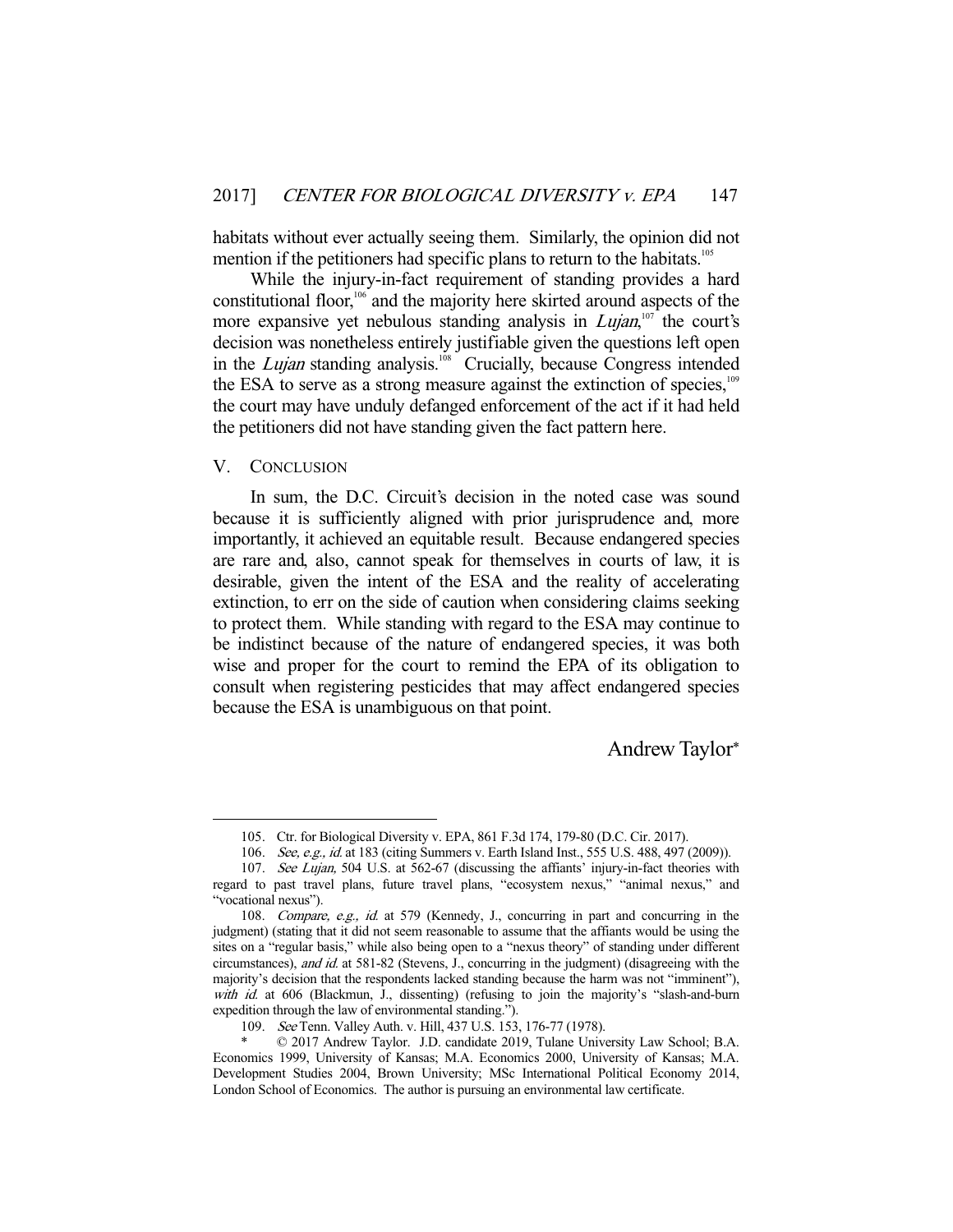habitats without ever actually seeing them. Similarly, the opinion did not mention if the petitioners had specific plans to return to the habitats.[105]

While the injury-in-fact requirement of standing provides a hard constitutional floor,[106] and the majority here skirted around aspects of the more expansive yet nebulous standing analysis in *Lujan*,[107] the court's decision was nonetheless entirely justifiable given the questions left open in the *Lujan* standing analysis.[108] Crucially, because Congress intended the ESA to serve as a strong measure against the extinction of species,[109] the court may have unduly defanged enforcement of the act if it had held the petitioners did not have standing given the fact pattern here.

## V. CONCLUSION

In sum, the D.C. Circuit's decision in the noted case was sound because it is sufficiently aligned with prior jurisprudence and, more importantly, it achieved an equitable result. Because endangered species are rare and, also, cannot speak for themselves in courts of law, it is desirable, given the intent of the ESA and the reality of accelerating extinction, to err on the side of caution when considering claims seeking to protect them. While standing with regard to the ESA may continue to be indistinct because of the nature of endangered species, it was both wise and proper for the court to remind the EPA of its obligation to consult when registering pesticides that may affect endangered species because the ESA is unambiguous on that point.

Andrew Taylor*

---

105. Ctr. for Biological Diversity v. EPA, 861 F.3d 174, 179-80 (D.C. Cir. 2017).

106. *See, e.g.*, *id.* at 183 (citing Summers v. Earth Island Inst., 555 U.S. 488, 497 (2009)).

107. *See Lujan*, 504 U.S. at 562-67 (discussing the affiants' injury-in-fact theories with regard to past travel plans, future travel plans, "ecosystem nexus," "animal nexus," and "vocational nexus").

108. *Compare, e.g.*, *id.* at 579 (Kennedy, J., concurring in part and concurring in the judgment) (stating that it did not seem reasonable to assume that the affiants would be using the sites on a "regular basis," while also being open to a "nexus theory" of standing under different circumstances), *and id.* at 581-82 (Stevens, J., concurring in the judgment) (disagreeing with the majority's decision that the respondents lacked standing because the harm was not "imminent"), *with id.* at 606 (Blackmun, J., dissenting) (refusing to join the majority's "slash-and-burn expedition through the law of environmental standing.").

109. *See* Tenn. Valley Auth. v. Hill, 437 U.S. 153, 176-77 (1978).

\* © 2017 Andrew Taylor. J.D. candidate 2019, Tulane University Law School; B.A. Economics 1999, University of Kansas; M.A. Economics 2000, University of Kansas; M.A. Development Studies 2004, Brown University; MSc International Political Economy 2014, London School of Economics. The author is pursuing an environmental law certificate.